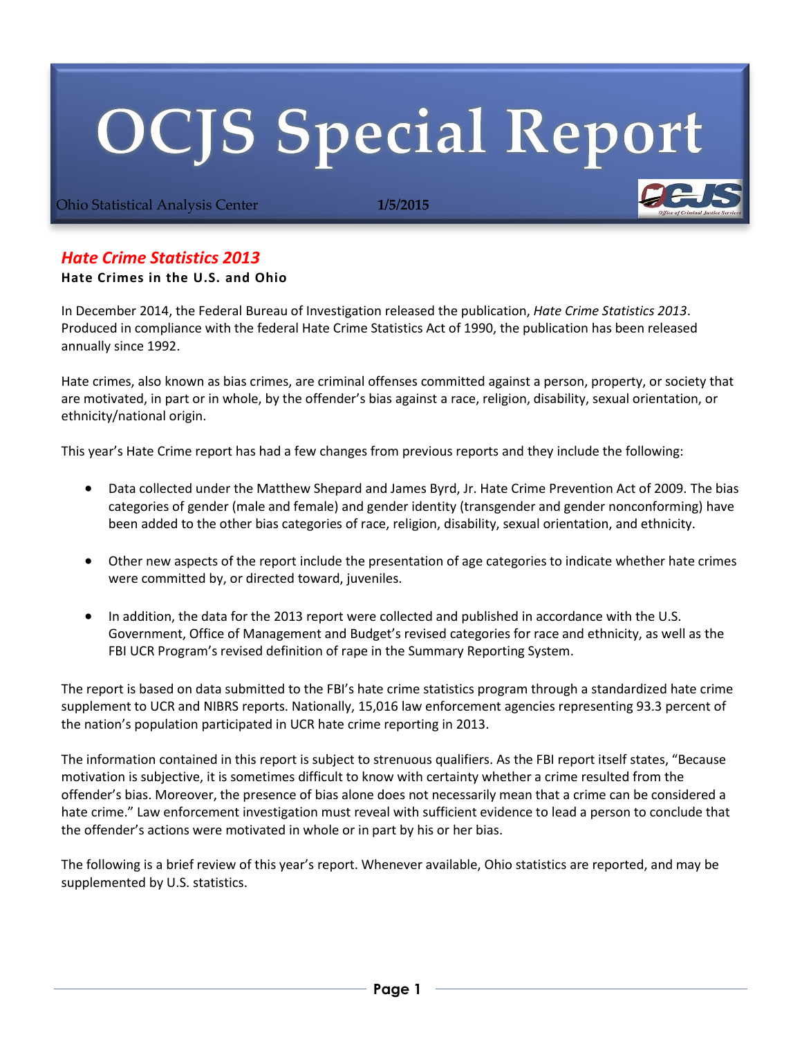# OCJS Special Report

Ohio Statistical Analysis Center **1/5/2015**

## *Hate Crime Statistics 2013*

**Hate Crimes in the U.S. and Ohio**

In December 2014, the Federal Bureau of Investigation released the publication, *Hate Crime Statistics 2013*. Produced in compliance with the federal Hate Crime Statistics Act of 1990, the publication has been released annually since 1992.

Hate crimes, also known as bias crimes, are criminal offenses committed against a person, property, or society that are motivated, in part or in whole, by the offender's bias against a race, religion, disability, sexual orientation, or ethnicity/national origin.

This year's Hate Crime report has had a few changes from previous reports and they include the following:

- Data collected under the Matthew Shepard and James Byrd, Jr. Hate Crime Prevention Act of 2009. The bias categories of gender (male and female) and gender identity (transgender and gender nonconforming) have been added to the other bias categories of race, religion, disability, sexual orientation, and ethnicity.
- Other new aspects of the report include the presentation of age categories to indicate whether hate crimes were committed by, or directed toward, juveniles.
- In addition, the data for the 2013 report were collected and published in accordance with the U.S. Government, Office of Management and Budget's revised categories for race and ethnicity, as well as the FBI UCR Program's revised definition of rape in the Summary Reporting System.

The report is based on data submitted to the FBI's hate crime statistics program through a standardized hate crime supplement to UCR and NIBRS reports. Nationally, 15,016 law enforcement agencies representing 93.3 percent of the nation's population participated in UCR hate crime reporting in 2013.

The information contained in this report is subject to strenuous qualifiers. As the FBI report itself states, "Because motivation is subjective, it is sometimes difficult to know with certainty whether a crime resulted from the offender's bias. Moreover, the presence of bias alone does not necessarily mean that a crime can be considered a hate crime." Law enforcement investigation must reveal with sufficient evidence to lead a person to conclude that the offender's actions were motivated in whole or in part by his or her bias.

The following is a brief review of this year's report. Whenever available, Ohio statistics are reported, and may be supplemented by U.S. statistics.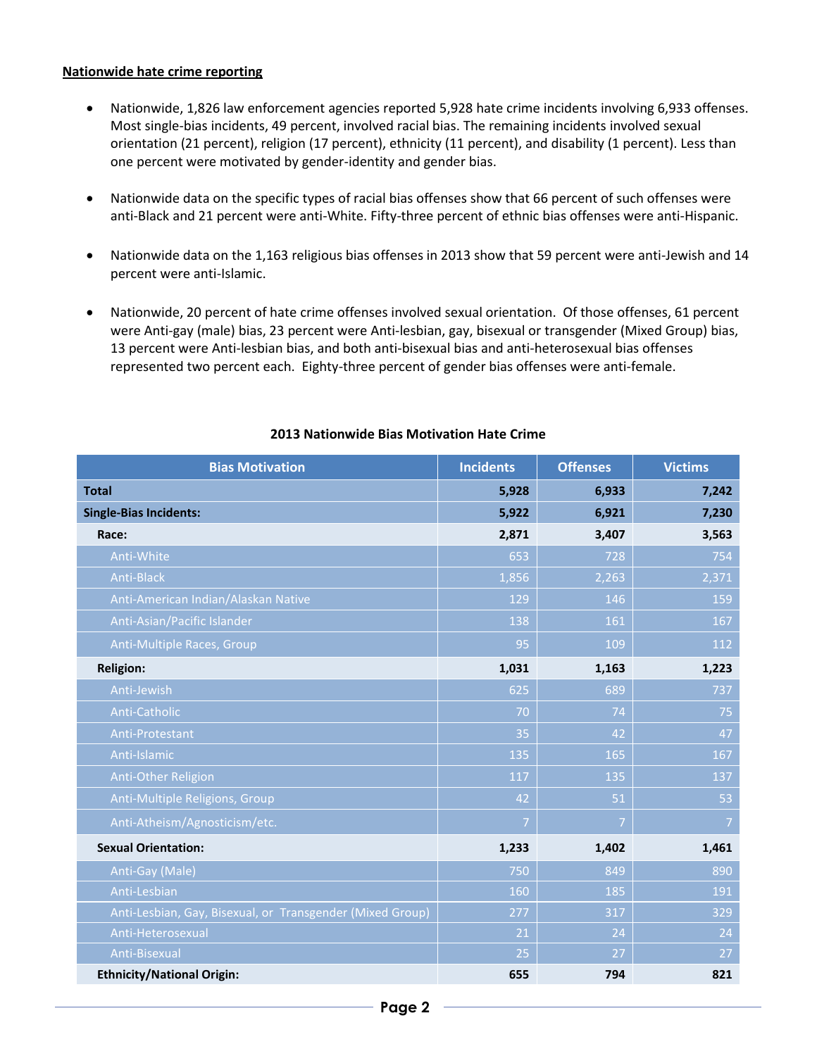**Nationwide hate crime reporting**

- Nationwide, 1,826 law enforcement agencies reported 5,928 hate crime incidents involving 6,933 offenses. Most single-bias incidents, 49 percent, involved racial bias. The remaining incidents involved sexual orientation (21 percent), religion (17 percent), ethnicity (11 percent), and disability (1 percent). Less than one percent were motivated by gender-identity and gender bias.

- Nationwide data on the specific types of racial bias offenses show that 66 percent of such offenses were anti-Black and 21 percent were anti-White. Fifty-three percent of ethnic bias offenses were anti-Hispanic.

- Nationwide data on the 1,163 religious bias offenses in 2013 show that 59 percent were anti-Jewish and 14 percent were anti-Islamic.

- Nationwide, 20 percent of hate crime offenses involved sexual orientation. Of those offenses, 61 percent were Anti-gay (male) bias, 23 percent were Anti-lesbian, gay, bisexual or transgender (Mixed Group) bias, 13 percent were Anti-lesbian bias, and both anti-bisexual bias and anti-heterosexual bias offenses represented two percent each. Eighty-three percent of gender bias offenses were anti-female.

**2013 Nationwide Bias Motivation Hate Crime**

| Bias Motivation | Incidents | Offenses | Victims |
|---|---|---|---|
| **Total** | **5,928** | **6,933** | **7,242** |
| **Single-Bias Incidents:** | **5,922** | **6,921** | **7,230** |
| **Race:** | **2,871** | **3,407** | **3,563** |
| Anti-White | 653 | 728 | 754 |
| Anti-Black | 1,856 | 2,263 | 2,371 |
| Anti-American Indian/Alaskan Native | 129 | 146 | 159 |
| Anti-Asian/Pacific Islander | 138 | 161 | 167 |
| Anti-Multiple Races, Group | 95 | 109 | 112 |
| **Religion:** | **1,031** | **1,163** | **1,223** |
| Anti-Jewish | 625 | 689 | 737 |
| Anti-Catholic | 70 | 74 | 75 |
| Anti-Protestant | 35 | 42 | 47 |
| Anti-Islamic | 135 | 165 | 167 |
| Anti-Other Religion | 117 | 135 | 137 |
| Anti-Multiple Religions, Group | 42 | 51 | 53 |
| Anti-Atheism/Agnosticism/etc. | 7 | 7 | 7 |
| **Sexual Orientation:** | **1,233** | **1,402** | **1,461** |
| Anti-Gay (Male) | 750 | 849 | 890 |
| Anti-Lesbian | 160 | 185 | 191 |
| Anti-Lesbian, Gay, Bisexual, or Transgender (Mixed Group) | 277 | 317 | 329 |
| Anti-Heterosexual | 21 | 24 | 24 |
| Anti-Bisexual | 25 | 27 | 27 |
| **Ethnicity/National Origin:** | **655** | **794** | **821** |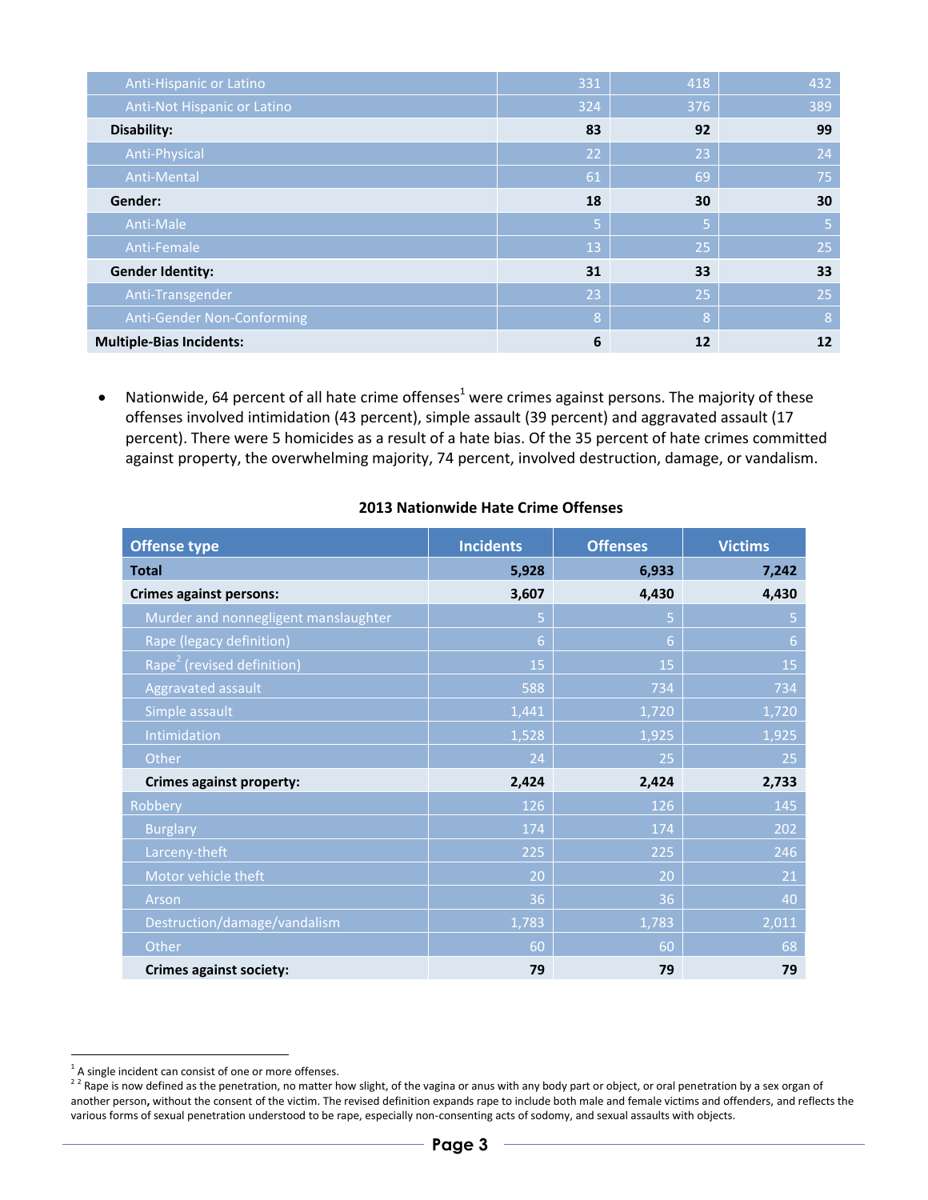| | | | |
|---|---|---|---|
| Anti-Hispanic or Latino | 331 | 418 | 432 |
| Anti-Not Hispanic or Latino | 324 | 376 | 389 |
| **Disability:** | **83** | **92** | **99** |
| Anti-Physical | 22 | 23 | 24 |
| Anti-Mental | 61 | 69 | 75 |
| **Gender:** | **18** | **30** | **30** |
| Anti-Male | 5 | 5 | 5 |
| Anti-Female | 13 | 25 | 25 |
| **Gender Identity:** | **31** | **33** | **33** |
| Anti-Transgender | 23 | 25 | 25 |
| Anti-Gender Non-Conforming | 8 | 8 | 8 |
| **Multiple-Bias Incidents:** | **6** | **12** | **12** |

- Nationwide, 64 percent of all hate crime offenses[1] were crimes against persons. The majority of these offenses involved intimidation (43 percent), simple assault (39 percent) and aggravated assault (17 percent). There were 5 homicides as a result of a hate bias. Of the 35 percent of hate crimes committed against property, the overwhelming majority, 74 percent, involved destruction, damage, or vandalism.

**2013 Nationwide Hate Crime Offenses**

| Offense type | Incidents | Offenses | Victims |
|---|---|---|---|
| **Total** | **5,928** | **6,933** | **7,242** |
| **Crimes against persons:** | **3,607** | **4,430** | **4,430** |
| Murder and nonnegligent manslaughter | 5 | 5 | 5 |
| Rape (legacy definition) | 6 | 6 | 6 |
| Rape[2] (revised definition) | 15 | 15 | 15 |
| Aggravated assault | 588 | 734 | 734 |
| Simple assault | 1,441 | 1,720 | 1,720 |
| Intimidation | 1,528 | 1,925 | 1,925 |
| Other | 24 | 25 | 25 |
| **Crimes against property:** | **2,424** | **2,424** | **2,733** |
| Robbery | 126 | 126 | 145 |
| Burglary | 174 | 174 | 202 |
| Larceny-theft | 225 | 225 | 246 |
| Motor vehicle theft | 20 | 20 | 21 |
| Arson | 36 | 36 | 40 |
| Destruction/damage/vandalism | 1,783 | 1,783 | 2,011 |
| Other | 60 | 60 | 68 |
| **Crimes against society:** | **79** | **79** | **79** |

[1] A single incident can consist of one or more offenses.

[2] [2] Rape is now defined as the penetration, no matter how slight, of the vagina or anus with any body part or object, or oral penetration by a sex organ of another person**,** without the consent of the victim. The revised definition expands rape to include both male and female victims and offenders, and reflects the various forms of sexual penetration understood to be rape, especially non-consenting acts of sodomy, and sexual assaults with objects.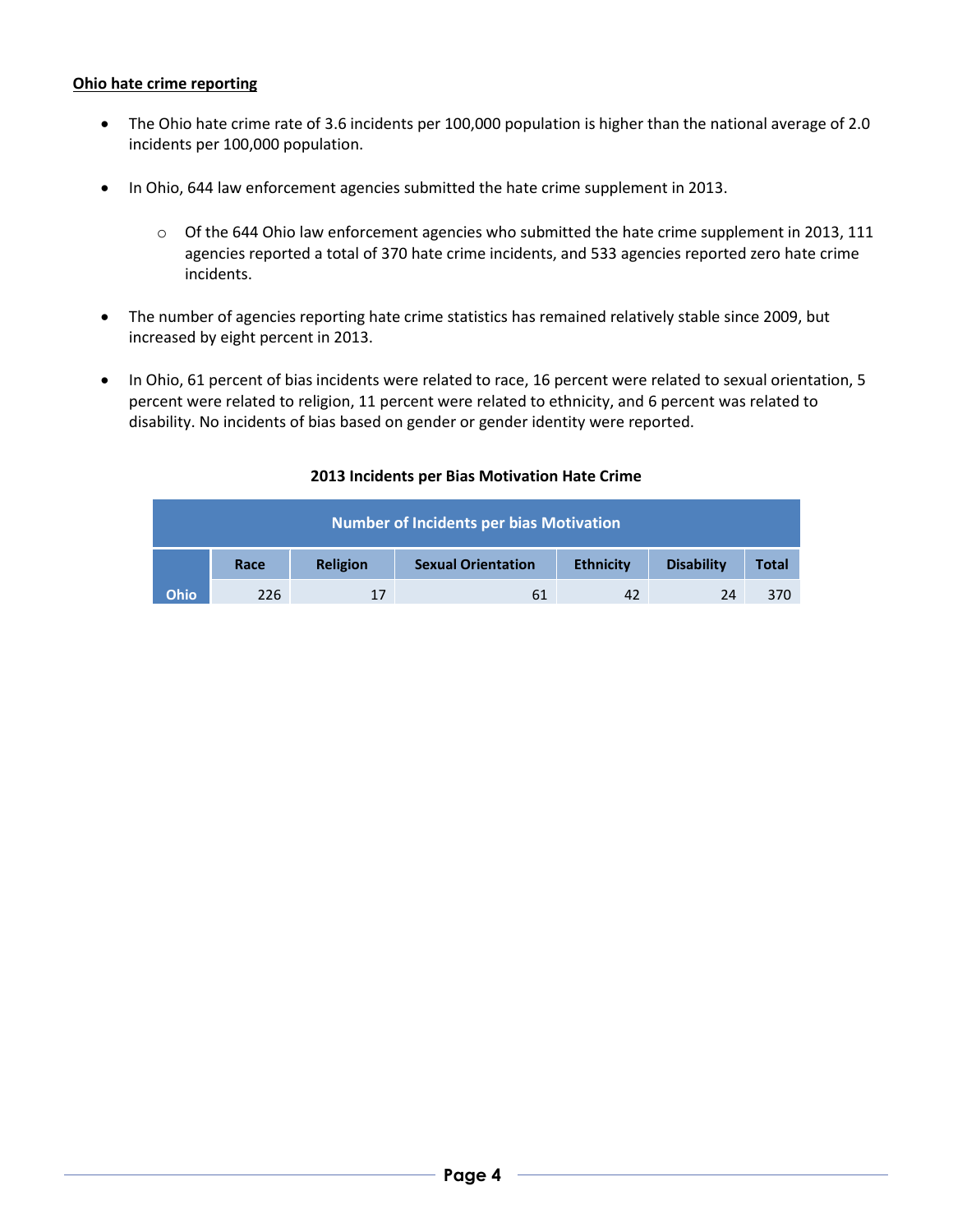**Ohio hate crime reporting**

- The Ohio hate crime rate of 3.6 incidents per 100,000 population is higher than the national average of 2.0 incidents per 100,000 population.
- In Ohio, 644 law enforcement agencies submitted the hate crime supplement in 2013.
  - Of the 644 Ohio law enforcement agencies who submitted the hate crime supplement in 2013, 111 agencies reported a total of 370 hate crime incidents, and 533 agencies reported zero hate crime incidents.
- The number of agencies reporting hate crime statistics has remained relatively stable since 2009, but increased by eight percent in 2013.
- In Ohio, 61 percent of bias incidents were related to race, 16 percent were related to sexual orientation, 5 percent were related to religion, 11 percent were related to ethnicity, and 6 percent was related to disability. No incidents of bias based on gender or gender identity were reported.

**2013 Incidents per Bias Motivation Hate Crime**

| | Number of Incidents per bias Motivation | | | | | |
|---|---|---|---|---|---|---|
| | Race | Religion | Sexual Orientation | Ethnicity | Disability | Total |
| Ohio | 226 | 17 | 61 | 42 | 24 | 370 |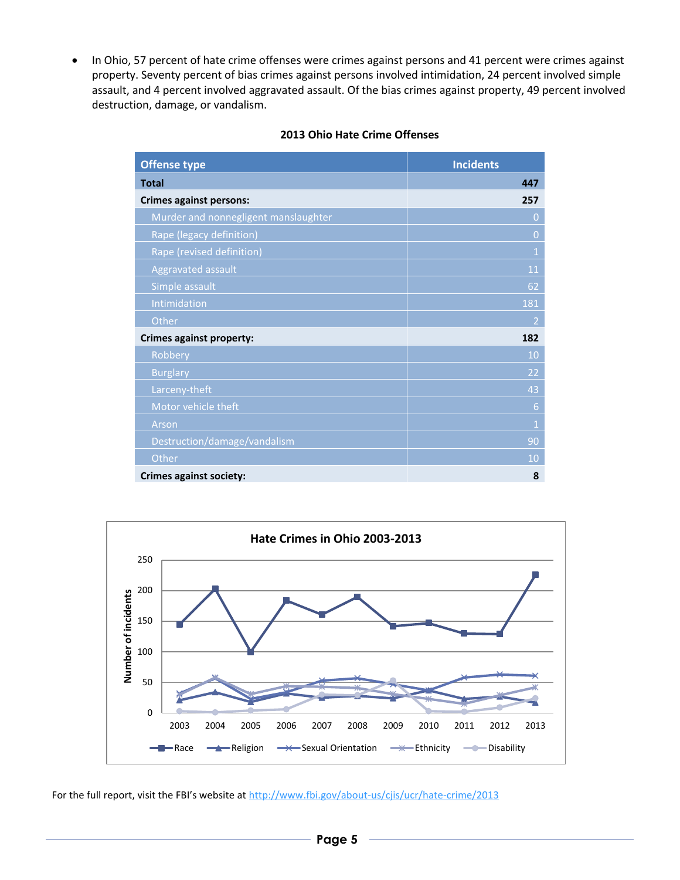- In Ohio, 57 percent of hate crime offenses were crimes against persons and 41 percent were crimes against property. Seventy percent of bias crimes against persons involved intimidation, 24 percent involved simple assault, and 4 percent involved aggravated assault. Of the bias crimes against property, 49 percent involved destruction, damage, or vandalism.

**2013 Ohio Hate Crime Offenses**

| Offense type | Incidents |
|---|---|
| **Total** | **447** |
| **Crimes against persons:** | **257** |
| Murder and nonnegligent manslaughter | 0 |
| Rape (legacy definition) | 0 |
| Rape (revised definition) | 1 |
| Aggravated assault | 11 |
| Simple assault | 62 |
| Intimidation | 181 |
| Other | 2 |
| **Crimes against property:** | **182** |
| Robbery | 10 |
| Burglary | 22 |
| Larceny-theft | 43 |
| Motor vehicle theft | 6 |
| Arson | 1 |
| Destruction/damage/vandalism | 90 |
| Other | 10 |
| **Crimes against society:** | **8** |

Hate Crimes in Ohio 2003-2013

Number of incidents

250
200
150
100
50
0

2003 2004 2005 2006 2007 2008 2009 2010 2011 2012 2013

Race, Religion, Sexual Orientation, Ethnicity, Disability

For the full report, visit the FBI's website at [http://www.fbi.gov/about-us/cjis/ucr/hate-crime/2013](http://www.fbi.gov/about-us/cjis/ucr/hate-crime/2013)